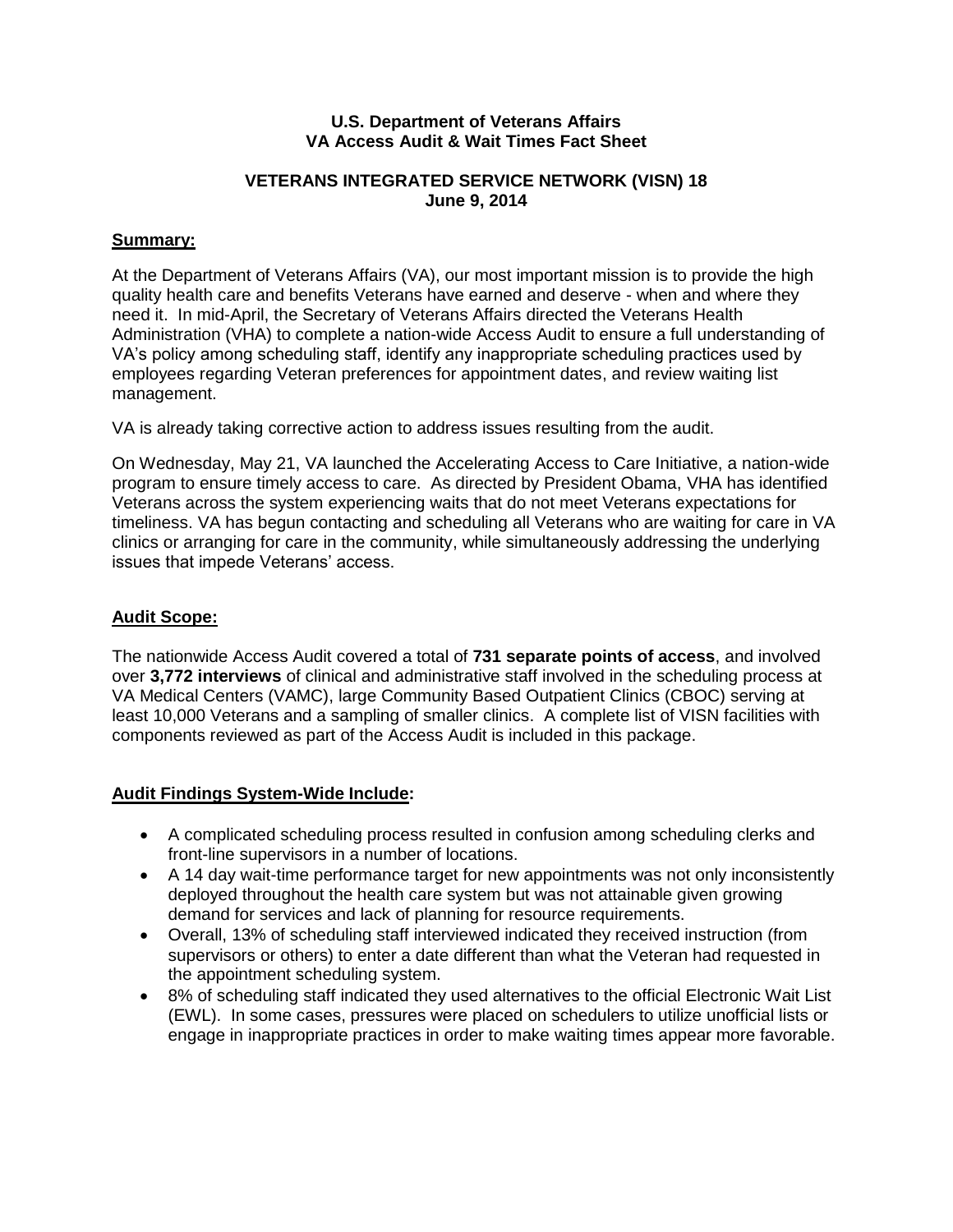**U.S. Department of Veterans Affairs**
**VA Access Audit & Wait Times Fact Sheet**

**VETERANS INTEGRATED SERVICE NETWORK (VISN) 18**
**June 9, 2014**

## Summary:

At the Department of Veterans Affairs (VA), our most important mission is to provide the high quality health care and benefits Veterans have earned and deserve - when and where they need it. In mid-April, the Secretary of Veterans Affairs directed the Veterans Health Administration (VHA) to complete a nation-wide Access Audit to ensure a full understanding of VA's policy among scheduling staff, identify any inappropriate scheduling practices used by employees regarding Veteran preferences for appointment dates, and review waiting list management.

VA is already taking corrective action to address issues resulting from the audit.

On Wednesday, May 21, VA launched the Accelerating Access to Care Initiative, a nation-wide program to ensure timely access to care. As directed by President Obama, VHA has identified Veterans across the system experiencing waits that do not meet Veterans expectations for timeliness. VA has begun contacting and scheduling all Veterans who are waiting for care in VA clinics or arranging for care in the community, while simultaneously addressing the underlying issues that impede Veterans' access.

## Audit Scope:

The nationwide Access Audit covered a total of **731 separate points of access**, and involved over **3,772 interviews** of clinical and administrative staff involved in the scheduling process at VA Medical Centers (VAMC), large Community Based Outpatient Clinics (CBOC) serving at least 10,000 Veterans and a sampling of smaller clinics. A complete list of VISN facilities with components reviewed as part of the Access Audit is included in this package.

## Audit Findings System-Wide Include:

- A complicated scheduling process resulted in confusion among scheduling clerks and front-line supervisors in a number of locations.
- A 14 day wait-time performance target for new appointments was not only inconsistently deployed throughout the health care system but was not attainable given growing demand for services and lack of planning for resource requirements.
- Overall, 13% of scheduling staff interviewed indicated they received instruction (from supervisors or others) to enter a date different than what the Veteran had requested in the appointment scheduling system.
- 8% of scheduling staff indicated they used alternatives to the official Electronic Wait List (EWL). In some cases, pressures were placed on schedulers to utilize unofficial lists or engage in inappropriate practices in order to make waiting times appear more favorable.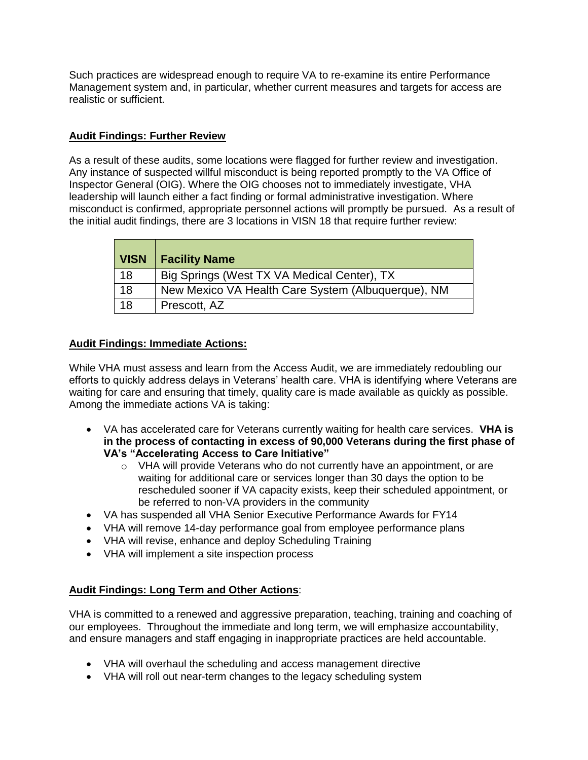Such practices are widespread enough to require VA to re-examine its entire Performance Management system and, in particular, whether current measures and targets for access are realistic or sufficient.

**Audit Findings: Further Review**

As a result of these audits, some locations were flagged for further review and investigation. Any instance of suspected willful misconduct is being reported promptly to the VA Office of Inspector General (OIG). Where the OIG chooses not to immediately investigate, VHA leadership will launch either a fact finding or formal administrative investigation. Where misconduct is confirmed, appropriate personnel actions will promptly be pursued. As a result of the initial audit findings, there are 3 locations in VISN 18 that require further review:

| VISN | Facility Name |
| --- | --- |
| 18 | Big Springs (West TX VA Medical Center), TX |
| 18 | New Mexico VA Health Care System (Albuquerque), NM |
| 18 | Prescott, AZ |

**Audit Findings: Immediate Actions:**

While VHA must assess and learn from the Access Audit, we are immediately redoubling our efforts to quickly address delays in Veterans' health care. VHA is identifying where Veterans are waiting for care and ensuring that timely, quality care is made available as quickly as possible. Among the immediate actions VA is taking:

- VA has accelerated care for Veterans currently waiting for health care services. **VHA is in the process of contacting in excess of 90,000 Veterans during the first phase of VA's "Accelerating Access to Care Initiative"**
  - VHA will provide Veterans who do not currently have an appointment, or are waiting for additional care or services longer than 30 days the option to be rescheduled sooner if VA capacity exists, keep their scheduled appointment, or be referred to non-VA providers in the community
- VA has suspended all VHA Senior Executive Performance Awards for FY14
- VHA will remove 14-day performance goal from employee performance plans
- VHA will revise, enhance and deploy Scheduling Training
- VHA will implement a site inspection process

**Audit Findings: Long Term and Other Actions**:

VHA is committed to a renewed and aggressive preparation, teaching, training and coaching of our employees. Throughout the immediate and long term, we will emphasize accountability, and ensure managers and staff engaging in inappropriate practices are held accountable.

- VHA will overhaul the scheduling and access management directive
- VHA will roll out near-term changes to the legacy scheduling system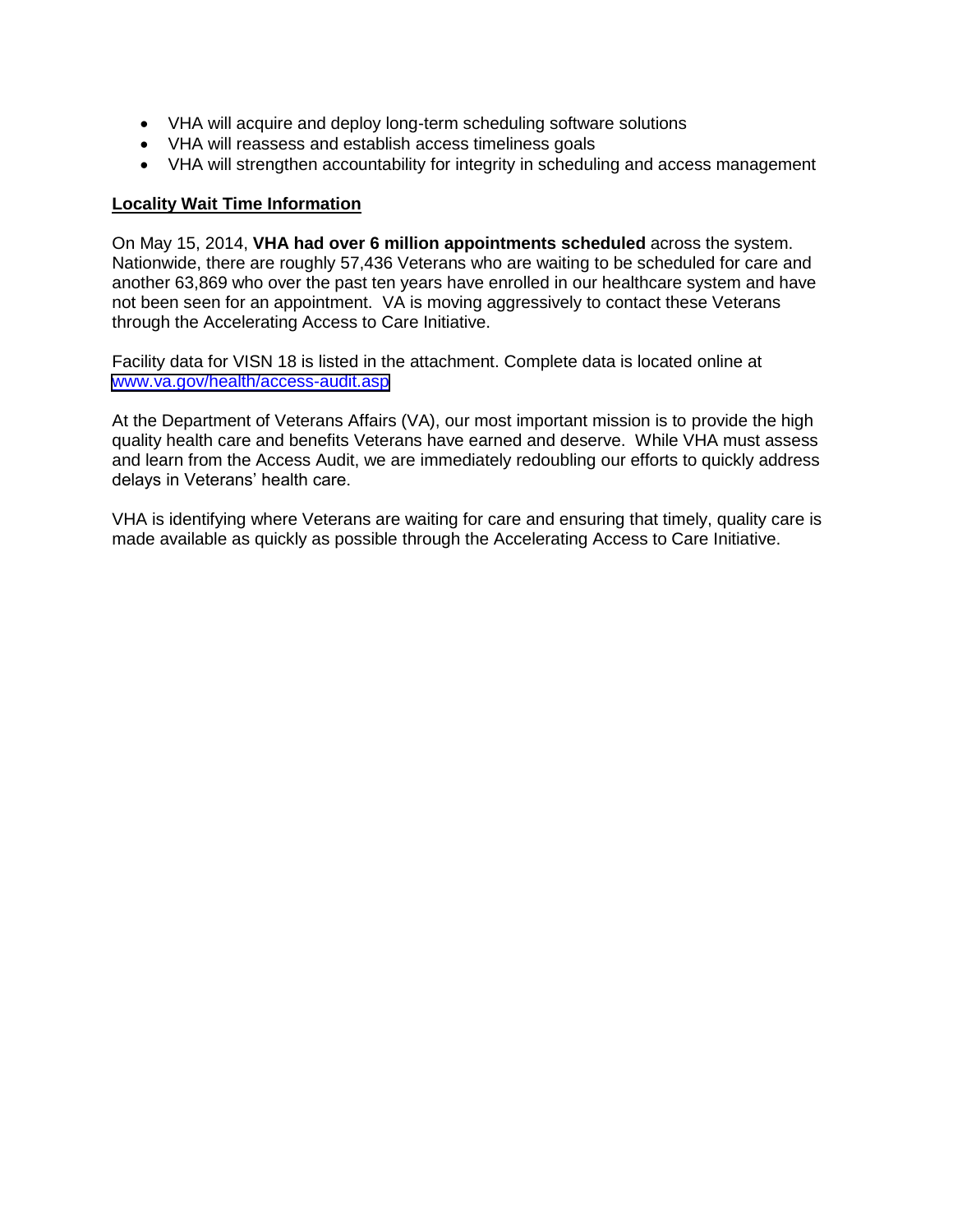- VHA will acquire and deploy long-term scheduling software solutions
- VHA will reassess and establish access timeliness goals
- VHA will strengthen accountability for integrity in scheduling and access management

**Locality Wait Time Information**

On May 15, 2014, **VHA had over 6 million appointments scheduled** across the system. Nationwide, there are roughly 57,436 Veterans who are waiting to be scheduled for care and another 63,869 who over the past ten years have enrolled in our healthcare system and have not been seen for an appointment. VA is moving aggressively to contact these Veterans through the Accelerating Access to Care Initiative.

Facility data for VISN 18 is listed in the attachment. Complete data is located online at [www.va.gov/health/access-audit.asp](http://www.va.gov/health/access-audit.asp)

At the Department of Veterans Affairs (VA), our most important mission is to provide the high quality health care and benefits Veterans have earned and deserve. While VHA must assess and learn from the Access Audit, we are immediately redoubling our efforts to quickly address delays in Veterans' health care.

VHA is identifying where Veterans are waiting for care and ensuring that timely, quality care is made available as quickly as possible through the Accelerating Access to Care Initiative.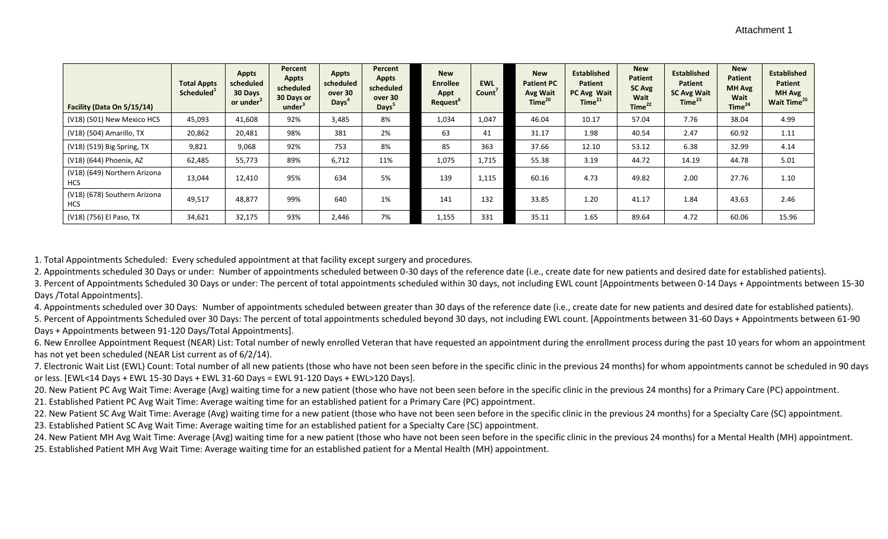Attachment 1

| Facility (Data On 5/15/14) | Total Appts Scheduled[1] | Appts scheduled 30 Days or under[2] | Percent Appts scheduled 30 Days or under[3] | Appts scheduled over 30 Days[4] | Percent Appts scheduled over 30 Days[5] | New Enrollee Appt Request[6] | EWL Count[7] | New Patient PC Avg Wait Time[20] | Established Patient PC Avg Wait Time[21] | New Patient SC Avg Wait Time[22] | Established Patient SC Avg Wait Time[23] | New Patient MH Avg Wait Time[24] | Established Patient MH Avg Wait Time[25] |
|---|---|---|---|---|---|---|---|---|---|---|---|---|---|
| (V18) (501) New Mexico HCS | 45,093 | 41,608 | 92% | 3,485 | 8% | 1,034 | 1,047 | 46.04 | 10.17 | 57.04 | 7.76 | 38.04 | 4.99 |
| (V18) (504) Amarillo, TX | 20,862 | 20,481 | 98% | 381 | 2% | 63 | 41 | 31.17 | 1.98 | 40.54 | 2.47 | 60.92 | 1.11 |
| (V18) (519) Big Spring, TX | 9,821 | 9,068 | 92% | 753 | 8% | 85 | 363 | 37.66 | 12.10 | 53.12 | 6.38 | 32.99 | 4.14 |
| (V18) (644) Phoenix, AZ | 62,485 | 55,773 | 89% | 6,712 | 11% | 1,075 | 1,715 | 55.38 | 3.19 | 44.72 | 14.19 | 44.78 | 5.01 |
| (V18) (649) Northern Arizona HCS | 13,044 | 12,410 | 95% | 634 | 5% | 139 | 1,115 | 60.16 | 4.73 | 49.82 | 2.00 | 27.76 | 1.10 |
| (V18) (678) Southern Arizona HCS | 49,517 | 48,877 | 99% | 640 | 1% | 141 | 132 | 33.85 | 1.20 | 41.17 | 1.84 | 43.63 | 2.46 |
| (V18) (756) El Paso, TX | 34,621 | 32,175 | 93% | 2,446 | 7% | 1,155 | 331 | 35.11 | 1.65 | 89.64 | 4.72 | 60.06 | 15.96 |

1. Total Appointments Scheduled: Every scheduled appointment at that facility except surgery and procedures.
2. Appointments scheduled 30 Days or under: Number of appointments scheduled between 0-30 days of the reference date (i.e., create date for new patients and desired date for established patients).
3. Percent of Appointments Scheduled 30 Days or under: The percent of total appointments scheduled within 30 days, not including EWL count [Appointments between 0-14 Days + Appointments between 15-30 Days /Total Appointments].
4. Appointments scheduled over 30 Days: Number of appointments scheduled between greater than 30 days of the reference date (i.e., create date for new patients and desired date for established patients).
5. Percent of Appointments Scheduled over 30 Days: The percent of total appointments scheduled beyond 30 days, not including EWL count. [Appointments between 31-60 Days + Appointments between 61-90 Days + Appointments between 91-120 Days/Total Appointments].
6. New Enrollee Appointment Request (NEAR) List: Total number of newly enrolled Veteran that have requested an appointment during the enrollment process during the past 10 years for whom an appointment has not yet been scheduled (NEAR List current as of 6/2/14).
7. Electronic Wait List (EWL) Count: Total number of all new patients (those who have not been seen before in the specific clinic in the previous 24 months) for whom appointments cannot be scheduled in 90 days or less. [EWL<14 Days + EWL 15-30 Days + EWL 31-60 Days = EWL 91-120 Days + EWL>120 Days].
20. New Patient PC Avg Wait Time: Average (Avg) waiting time for a new patient (those who have not been seen before in the specific clinic in the previous 24 months) for a Primary Care (PC) appointment.
21. Established Patient PC Avg Wait Time: Average waiting time for an established patient for a Primary Care (PC) appointment.
22. New Patient SC Avg Wait Time: Average (Avg) waiting time for a new patient (those who have not been seen before in the specific clinic in the previous 24 months) for a Specialty Care (SC) appointment.
23. Established Patient SC Avg Wait Time: Average waiting time for an established patient for a Specialty Care (SC) appointment.
24. New Patient MH Avg Wait Time: Average (Avg) waiting time for a new patient (those who have not been seen before in the specific clinic in the previous 24 months) for a Mental Health (MH) appointment.
25. Established Patient MH Avg Wait Time: Average waiting time for an established patient for a Mental Health (MH) appointment.